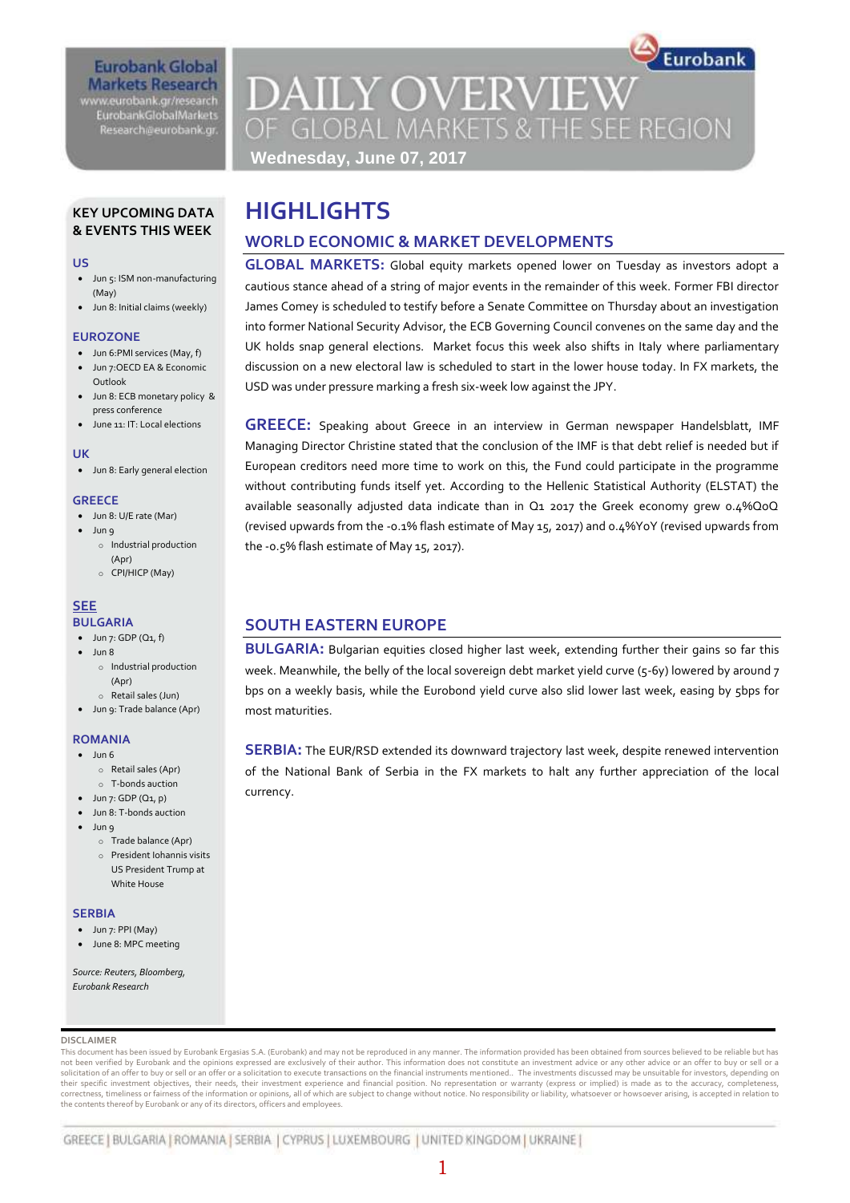Eurobank Global Markets Research
www.eurobank.gr/research
EurobankGlobalMarkets
Research@eurobank.gr

Eurobank

# DAILY OVERVIEW OF GLOBAL MARKETS & THE SEE REGION

**Wednesday, June 07, 2017**

## KEY UPCOMING DATA & EVENTS THIS WEEK

**US**

- Jun 5: ISM non-manufacturing (May)
- Jun 8: Initial claims (weekly)

**EUROZONE**

- Jun 6:PMI services (May, f)
- Jun 7:OECD EA & Economic Outlook
- Jun 8: ECB monetary policy & press conference
- June 11: IT: Local elections

**UK**

- Jun 8: Early general election

**GREECE**

- Jun 8: U/E rate (Mar)
- Jun 9
  - Industrial production (Apr)
  - CPI/HICP (May)

**SEE**

**BULGARIA**

- Jun 7: GDP (Q1, f)
- Jun 8
  - Industrial production (Apr)
  - Retail sales (Jun)
- Jun 9: Trade balance (Apr)

**ROMANIA**

- Jun 6
  - Retail sales (Apr)
  - T-bonds auction
- Jun 7: GDP (Q1, p)
- Jun 8: T-bonds auction
- Jun 9
  - Trade balance (Apr)
  - President Iohannis visits US President Trump at White House

**SERBIA**

- Jun 7: PPI (May)
- June 8: MPC meeting

*Source: Reuters, Bloomberg, Eurobank Research*

# HIGHLIGHTS

## WORLD ECONOMIC & MARKET DEVELOPMENTS

**GLOBAL MARKETS:** Global equity markets opened lower on Tuesday as investors adopt a cautious stance ahead of a string of major events in the remainder of this week. Former FBI director James Comey is scheduled to testify before a Senate Committee on Thursday about an investigation into former National Security Advisor, the ECB Governing Council convenes on the same day and the UK holds snap general elections. Market focus this week also shifts in Italy where parliamentary discussion on a new electoral law is scheduled to start in the lower house today. In FX markets, the USD was under pressure marking a fresh six-week low against the JPY.

**GREECE:** Speaking about Greece in an interview in German newspaper Handelsblatt, IMF Managing Director Christine stated that the conclusion of the IMF is that debt relief is needed but if European creditors need more time to work on this, the Fund could participate in the programme without contributing funds itself yet. According to the Hellenic Statistical Authority (ELSTAT) the available seasonally adjusted data indicate than in Q1 2017 the Greek economy grew 0.4%QoQ (revised upwards from the -0.1% flash estimate of May 15, 2017) and 0.4%YoY (revised upwards from the -0.5% flash estimate of May 15, 2017).

## SOUTH EASTERN EUROPE

**BULGARIA:** Bulgarian equities closed higher last week, extending further their gains so far this week. Meanwhile, the belly of the local sovereign debt market yield curve (5-6y) lowered by around 7 bps on a weekly basis, while the Eurobond yield curve also slid lower last week, easing by 5bps for most maturities.

**SERBIA:** The EUR/RSD extended its downward trajectory last week, despite renewed intervention of the National Bank of Serbia in the FX markets to halt any further appreciation of the local currency.

**DISCLAIMER**

This document has been issued by Eurobank Ergasias S.A. (Eurobank) and may not be reproduced in any manner. The information provided has been obtained from sources believed to be reliable but has not been verified by Eurobank and the opinions expressed are exclusively of their author. This information does not constitute an investment advice or any other advice or an offer to buy or sell or a solicitation of an offer to buy or sell or an offer or a solicitation to execute transactions on the financial instruments mentioned.. The investments discussed may be unsuitable for investors, depending on their specific investment objectives, their needs, their investment experience and financial position. No representation or warranty (express or implied) is made as to the accuracy, completeness, correctness, timeliness or fairness of the information or opinions, all of which are subject to change without notice. No responsibility or liability, whatsoever or howsoever arising, is accepted in relation to the contents thereof by Eurobank or any of its directors, officers and employees.

GREECE | BULGARIA | ROMANIA | SERBIA | CYPRUS | LUXEMBOURG | UNITED KINGDOM | UKRAINE |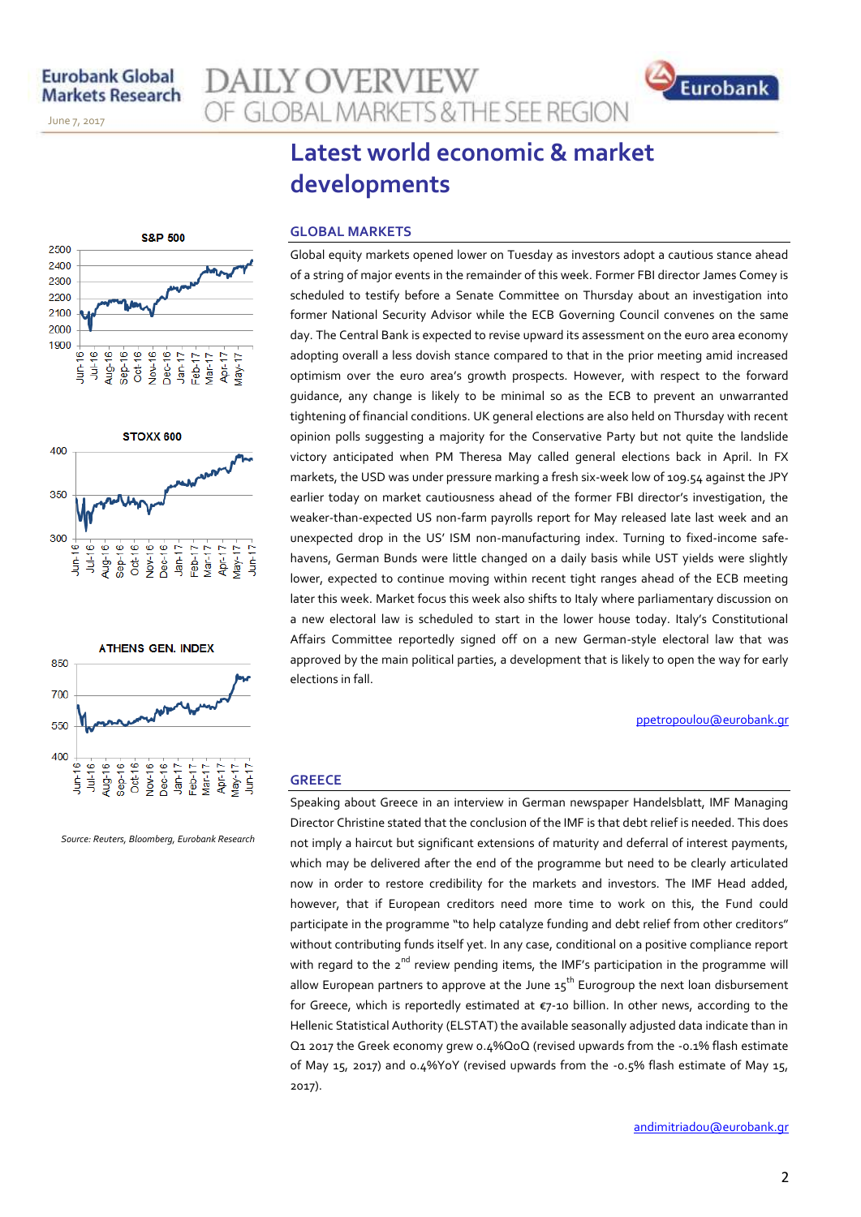# Latest world economic & market developments

## GLOBAL MARKETS

Global equity markets opened lower on Tuesday as investors adopt a cautious stance ahead of a string of major events in the remainder of this week. Former FBI director James Comey is scheduled to testify before a Senate Committee on Thursday about an investigation into former National Security Advisor while the ECB Governing Council convenes on the same day. The Central Bank is expected to revise upward its assessment on the euro area economy adopting overall a less dovish stance compared to that in the prior meeting amid increased optimism over the euro area's growth prospects. However, with respect to the forward guidance, any change is likely to be minimal so as the ECB to prevent an unwarranted tightening of financial conditions. UK general elections are also held on Thursday with recent opinion polls suggesting a majority for the Conservative Party but not quite the landslide victory anticipated when PM Theresa May called general elections back in April. In FX markets, the USD was under pressure marking a fresh six-week low of 109.54 against the JPY earlier today on market cautiousness ahead of the former FBI director's investigation, the weaker-than-expected US non-farm payrolls report for May released late last week and an unexpected drop in the US' ISM non-manufacturing index. Turning to fixed-income safe-havens, German Bunds were little changed on a daily basis while UST yields were slightly lower, expected to continue moving within recent tight ranges ahead of the ECB meeting later this week. Market focus this week also shifts to Italy where parliamentary discussion on a new electoral law is scheduled to start in the lower house today. Italy's Constitutional Affairs Committee reportedly signed off on a new German-style electoral law that was approved by the main political parties, a development that is likely to open the way for early elections in fall.

ppetropoulou@eurobank.gr

S&P 500

STOXX 600

ATHENS GEN. INDEX

*Source: Reuters, Bloomberg, Eurobank Research*

## GREECE

Speaking about Greece in an interview in German newspaper Handelsblatt, IMF Managing Director Christine stated that the conclusion of the IMF is that debt relief is needed. This does not imply a haircut but significant extensions of maturity and deferral of interest payments, which may be delivered after the end of the programme but need to be clearly articulated now in order to restore credibility for the markets and investors. The IMF Head added, however, that if European creditors need more time to work on this, the Fund could participate in the programme "to help catalyze funding and debt relief from other creditors" without contributing funds itself yet. In any case, conditional on a positive compliance report with regard to the 2nd review pending items, the IMF's participation in the programme will allow European partners to approve at the June 15th Eurogroup the next loan disbursement for Greece, which is reportedly estimated at €7-10 billion. In other news, according to the Hellenic Statistical Authority (ELSTAT) the available seasonally adjusted data indicate than in Q1 2017 the Greek economy grew 0.4%QoQ (revised upwards from the -0.1% flash estimate of May 15, 2017) and 0.4%YoY (revised upwards from the -0.5% flash estimate of May 15, 2017).

andimitriadou@eurobank.gr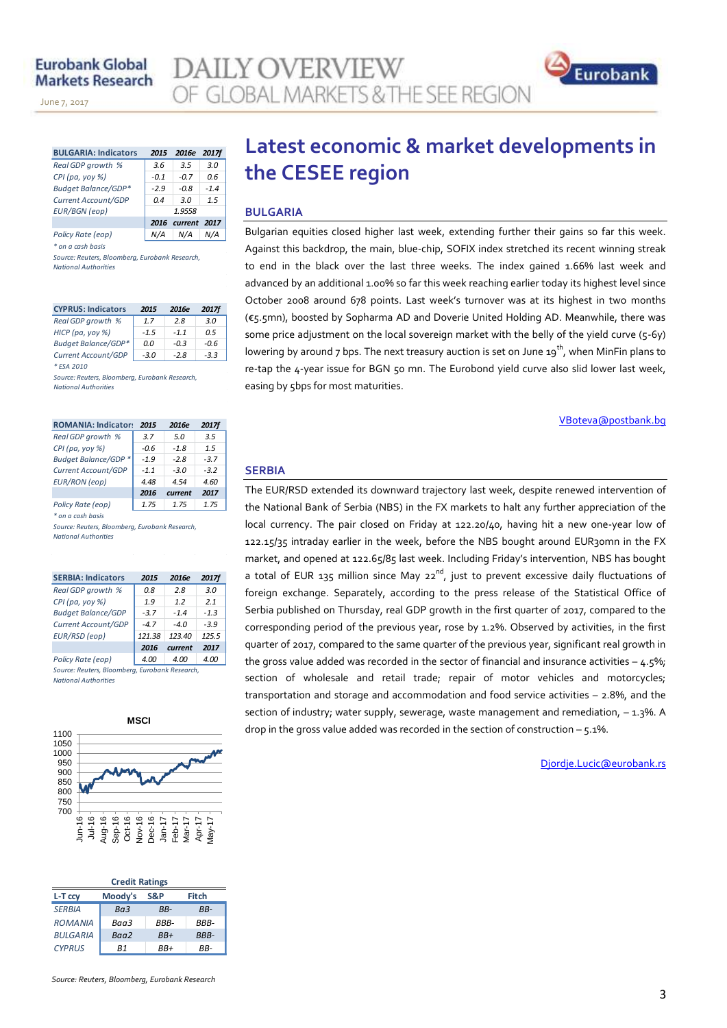# Latest economic & market developments in the CESEE region

## BULGARIA

Bulgarian equities closed higher last week, extending further their gains so far this week. Against this backdrop, the main, blue-chip, SOFIX index stretched its recent winning streak to end in the black over the last three weeks. The index gained 1.66% last week and advanced by an additional 1.00% so far this week reaching earlier today its highest level since October 2008 around 678 points. Last week's turnover was at its highest in two months (€5.5mn), boosted by Sopharma AD and Doverie United Holding AD. Meanwhile, there was some price adjustment on the local sovereign market with the belly of the yield curve (5-6y) lowering by around 7 bps. The next treasury auction is set on June 19th, when MinFin plans to re-tap the 4-year issue for BGN 50 mn. The Eurobond yield curve also slid lower last week, easing by 5bps for most maturities.

VBoteva@postbank.bg

## SERBIA

The EUR/RSD extended its downward trajectory last week, despite renewed intervention of the National Bank of Serbia (NBS) in the FX markets to halt any further appreciation of the local currency. The pair closed on Friday at 122.20/40, having hit a new one-year low of 122.15/35 intraday earlier in the week, before the NBS bought around EUR30mn in the FX market, and opened at 122.65/85 last week. Including Friday's intervention, NBS has bought a total of EUR 135 million since May 22nd, just to prevent excessive daily fluctuations of foreign exchange. Separately, according to the press release of the Statistical Office of Serbia published on Thursday, real GDP growth in the first quarter of 2017, compared to the corresponding period of the previous year, rose by 1.2%. Observed by activities, in the first quarter of 2017, compared to the same quarter of the previous year, significant real growth in the gross value added was recorded in the sector of financial and insurance activities – 4.5%; section of wholesale and retail trade; repair of motor vehicles and motorcycles; transportation and storage and accommodation and food service activities – 2.8%, and the section of industry; water supply, sewerage, waste management and remediation, – 1.3%. A drop in the gross value added was recorded in the section of construction – 5.1%.

Djordje.Lucic@eurobank.rs

| BULGARIA: Indicators | 2015 | 2016e | 2017f |
|---|---|---|---|
| Real GDP growth % | 3.6 | 3.5 | 3.0 |
| CPI (pa, yoy %) | -0.1 | -0.7 | 0.6 |
| Budget Balance/GDP* | -2.9 | -0.8 | -1.4 |
| Current Account/GDP | 0.4 | 3.0 | 1.5 |
| EUR/BGN (eop) | | 1.9558 | |
| | 2016 | current | 2017 |
| Policy Rate (eop) | N/A | N/A | N/A |

*\* on a cash basis*

*Source: Reuters, Bloomberg, Eurobank Research, National Authorities*

| CYPRUS: Indicators | 2015 | 2016e | 2017f |
|---|---|---|---|
| Real GDP growth % | 1.7 | 2.8 | 3.0 |
| HICP (pa, yoy %) | -1.5 | -1.1 | 0.5 |
| Budget Balance/GDP* | 0.0 | -0.3 | -0.6 |
| Current Account/GDP | -3.0 | -2.8 | -3.3 |

*\* ESA 2010*

*Source: Reuters, Bloomberg, Eurobank Research, National Authorities*

| ROMANIA: Indicators | 2015 | 2016e | 2017f |
|---|---|---|---|
| Real GDP growth % | 3.7 | 5.0 | 3.5 |
| CPI (pa, yoy %) | -0.6 | -1.8 | 1.5 |
| Budget Balance/GDP * | -1.9 | -2.8 | -3.7 |
| Current Account/GDP | -1.1 | -3.0 | -3.2 |
| EUR/RON (eop) | 4.48 | 4.54 | 4.60 |
| | 2016 | current | 2017 |
| Policy Rate (eop) | 1.75 | 1.75 | 1.75 |

*\* on a cash basis*

*Source: Reuters, Bloomberg, Eurobank Research, National Authorities*

| SERBIA: Indicators | 2015 | 2016e | 2017f |
|---|---|---|---|
| Real GDP growth % | 0.8 | 2.8 | 3.0 |
| CPI (pa, yoy %) | 1.9 | 1.2 | 2.1 |
| Budget Balance/GDP | -3.7 | -1.4 | -1.3 |
| Current Account/GDP | -4.7 | -4.0 | -3.9 |
| EUR/RSD (eop) | 121.38 | 123.40 | 125.5 |
| | 2016 | current | 2017 |
| Policy Rate (eop) | 4.00 | 4.00 | 4.00 |

*Source: Reuters, Bloomberg, Eurobank Research, National Authorities*

MSCI

| Credit Ratings | | | |
|---|---|---|---|
| L-T ccy | Moody's | S&P | Fitch |
| SERBIA | Ba3 | BB- | BB- |
| ROMANIA | Baa3 | BBB- | BBB- |
| BULGARIA | Baa2 | BB+ | BBB- |
| CYPRUS | B1 | BB+ | BB- |

*Source: Reuters, Bloomberg, Eurobank Research*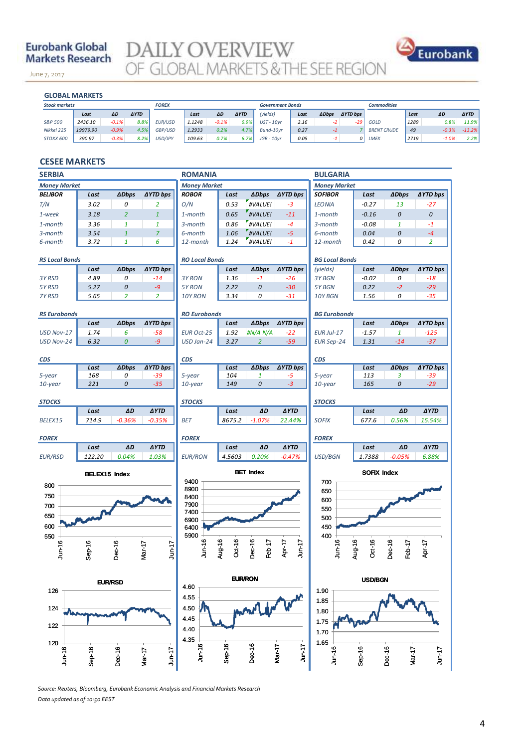# Eurobank Global Markets Research

# DAILY OVERVIEW OF GLOBAL MARKETS & THE SEE REGION

June 7, 2017

## GLOBAL MARKETS

| Stock markets | Last | ΔD | ΔYTD | FOREX | Last | ΔD | ΔYTD | Government Bonds (yields) | Last | ΔDbps | ΔYTD bps | Commodities | Last | ΔD | ΔYTD |
|---|---|---|---|---|---|---|---|---|---|---|---|---|---|---|---|
| S&P 500 | 2436.10 | -0.1% | 8.8% | EUR/USD | 1.1248 | -0.1% | 6.9% | UST - 10yr | 2.16 | -2 | -29 | GOLD | 1289 | 0.8% | 11.9% |
| Nikkei 225 | 19979.90 | -0.9% | 4.5% | GBP/USD | 1.2933 | 0.2% | 4.7% | Bund-10yr | 0.27 | -1 | 7 | BRENT CRUDE | 49 | -0.3% | -13.2% |
| STOXX 600 | 390.97 | -0.3% | 8.2% | USD/JPY | 109.63 | 0.7% | 6.7% | JGB - 10yr | 0.05 | -1 | 0 | LMEX | 2719 | -1.0% | 2.2% |

## CESEE MARKETS

### SERBIA

**Money Market**

| BELIBOR | Last | ΔDbps | ΔYTD bps |
|---|---|---|---|
| T/N | 3.02 | 0 | 2 |
| 1-week | 3.18 | 2 | 1 |
| 1-month | 3.36 | 1 | 1 |
| 3-month | 3.54 | 1 | 7 |
| 6-month | 3.72 | 1 | 6 |

**RS Local Bonds**

| | Last | ΔDbps | ΔYTD bps |
|---|---|---|---|
| 3Y RSD | 4.89 | 0 | -14 |
| 5Y RSD | 5.27 | 0 | -9 |
| 7Y RSD | 5.65 | 2 | 2 |

**RS Eurobonds**

| | Last | ΔDbps | ΔYTD bps |
|---|---|---|---|
| USD Nov-17 | 1.74 | 6 | -58 |
| USD Nov-24 | 6.32 | 0 | -9 |

**CDS**

| | Last | ΔDbps | ΔYTD bps |
|---|---|---|---|
| 5-year | 168 | 0 | -39 |
| 10-year | 221 | 0 | -35 |

**STOCKS**

| | Last | ΔD | ΔYTD |
|---|---|---|---|
| BELEX15 | 714.9 | -0.36% | -0.35% |

**FOREX**

| | Last | ΔD | ΔYTD |
|---|---|---|---|
| EUR/RSD | 122.20 | 0.04% | 1.03% |

### ROMANIA

**Money Market**

| ROBOR | Last | ΔDbps | ΔYTD bps |
|---|---|---|---|
| O/N | 0.53 | #VALUE! | -3 |
| 1-month | 0.65 | #VALUE! | -11 |
| 3-month | 0.86 | #VALUE! | -4 |
| 6-month | 1.06 | #VALUE! | -5 |
| 12-month | 1.24 | #VALUE! | -1 |

**RO Local Bonds**

| | Last | ΔDbps | ΔYTD bps |
|---|---|---|---|
| 3Y RON | 1.36 | -1 | -26 |
| 5Y RON | 2.22 | 0 | -30 |
| 10Y RON | 3.34 | 0 | -31 |

**RO Eurobonds**

| | Last | ΔDbps | ΔYTD bps |
|---|---|---|---|
| EUR Oct-25 | 1.92 | #N/A N/A | -22 |
| USD Jan-24 | 3.27 | 2 | -59 |

**CDS**

| | Last | ΔDbps | ΔYTD bps |
|---|---|---|---|
| 5-year | 104 | 1 | -5 |
| 10-year | 149 | 0 | -3 |

**STOCKS**

| | Last | ΔD | ΔYTD |
|---|---|---|---|
| BET | 8675.2 | -1.07% | 22.44% |

**FOREX**

| | Last | ΔD | ΔYTD |
|---|---|---|---|
| EUR/RON | 4.5603 | 0.20% | -0.47% |

### BULGARIA

**Money Market**

| SOFIBOR | Last | ΔDbps | ΔYTD bps |
|---|---|---|---|
| LEONIA | -0.27 | 13 | -27 |
| 1-month | -0.16 | 0 | 0 |
| 3-month | -0.08 | 1 | -1 |
| 6-month | 0.04 | 0 | -4 |
| 12-month | 0.42 | 0 | 2 |

**BG Local Bonds**

| (yields) | Last | ΔDbps | ΔYTD bps |
|---|---|---|---|
| 3Y BGN | -0.02 | 0 | -18 |
| 5Y BGN | 0.22 | -2 | -29 |
| 10Y BGN | 1.56 | 0 | -35 |

**BG Eurobonds**

| | Last | ΔDbps | ΔYTD bps |
|---|---|---|---|
| EUR Jul-17 | -1.57 | 1 | -125 |
| EUR Sep-24 | 1.31 | -14 | -37 |

**CDS**

| | Last | ΔDbps | ΔYTD bps |
|---|---|---|---|
| 5-year | 113 | 3 | -39 |
| 10-year | 165 | 0 | -29 |

**STOCKS**

| | Last | ΔD | ΔYTD |
|---|---|---|---|
| SOFIX | 677.6 | 0.56% | 15.54% |

**FOREX**

| | Last | ΔD | ΔYTD |
|---|---|---|---|
| USD/BGN | 1.7388 | -0.05% | 6.88% |

BELEX15 Index

BET Index

SOFIX Index

EUR/RSD

EUR/RON

USD/BGN

*Source: Reuters, Bloomberg, Eurobank Economic Analysis and Financial Markets Research*

*Data updated as of 10:50 EEST*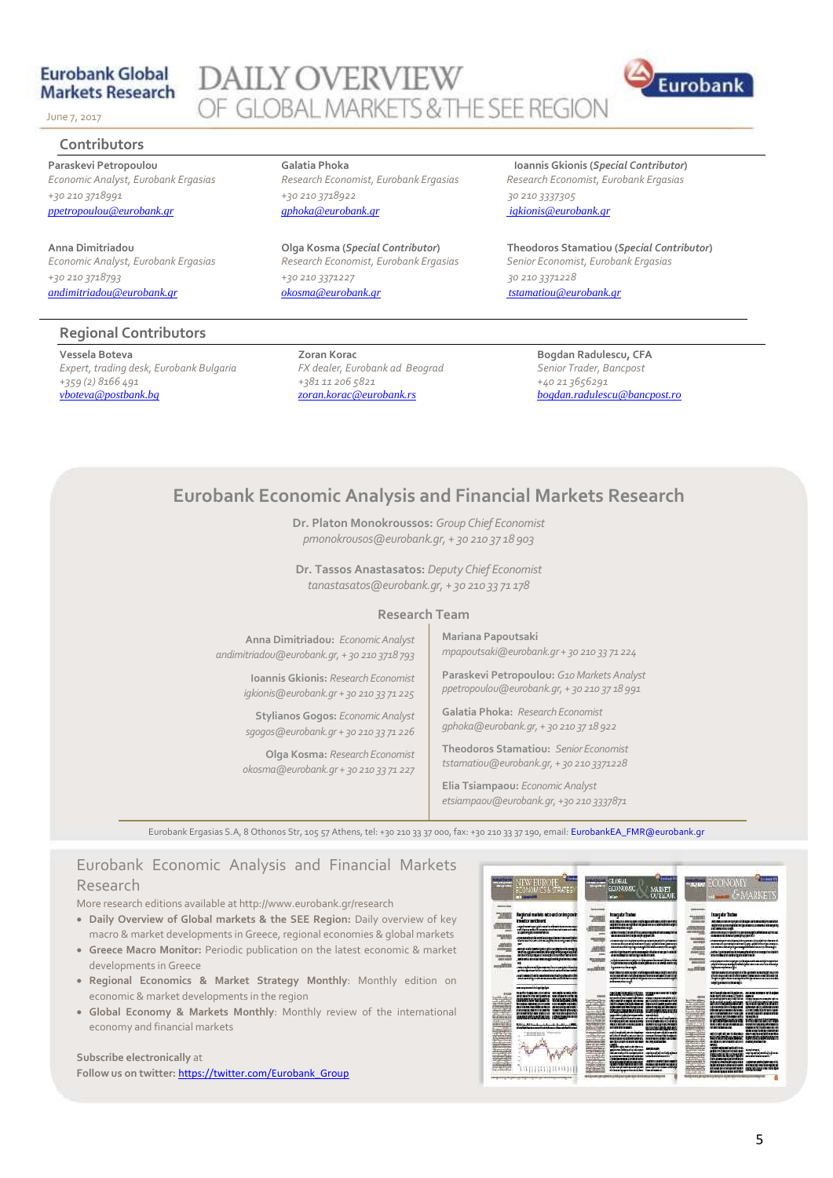**Eurobank Global Markets Research**

# DAILY OVERVIEW OF GLOBAL MARKETS & THE SEE REGION

June 7, 2017

## Contributors

**Paraskevi Petropoulou**
*Economic Analyst, Eurobank Ergasias*
*+30 210 3718991*
ppetropoulou@eurobank.gr

**Galatia Phoka**
*Research Economist, Eurobank Ergasias*
*+30 210 3718922*
gphoka@eurobank.gr

**Ioannis Gkionis (*Special Contributor*)**
*Research Economist, Eurobank Ergasias*
*30 210 3337305*
igkionis@eurobank.gr

**Anna Dimitriadou**
*Economic Analyst, Eurobank Ergasias*
*+30 210 3718793*
andimitriadou@eurobank.gr

**Olga Kosma (*Special Contributor*)**
*Research Economist, Eurobank Ergasias*
*+30 210 3371227*
okosma@eurobank.gr

**Theodoros Stamatiou (*Special Contributor*)**
*Senior Economist, Eurobank Ergasias*
*30 210 3371228*
tstamatiou@eurobank.gr

## Regional Contributors

**Vessela Boteva**
*Expert, trading desk, Eurobank Bulgaria*
*+359 (2) 8166 491*
vboteva@postbank.bg

**Zoran Korac**
*FX dealer, Eurobank ad Beograd*
*+381 11 206 5821*
zoran.korac@eurobank.rs

**Bogdan Radulescu, CFA**
*Senior Trader, Bancpost*
*+40 21 3656291*
bogdan.radulescu@bancpost.ro

## Eurobank Economic Analysis and Financial Markets Research

**Dr. Platon Monokroussos:** *Group Chief Economist*
*pmonokrousos@eurobank.gr, + 30 210 37 18 903*

**Dr. Tassos Anastasatos:** *Deputy Chief Economist*
*tanastasatos@eurobank.gr, + 30 210 33 71 178*

### Research Team

**Anna Dimitriadou:** *Economic Analyst*
*andimitriadou@eurobank.gr, + 30 210 3718 793*

**Ioannis Gkionis:** *Research Economist*
*igkionis@eurobank.gr + 30 210 33 71 225*

**Stylianos Gogos:** *Economic Analyst*
*sgogos@eurobank.gr + 30 210 33 71 226*

**Olga Kosma:** *Research Economist*
*okosma@eurobank.gr + 30 210 33 71 227*

**Mariana Papoutsaki**
*mpapoutsaki@eurobank.gr + 30 210 33 71 224*

**Paraskevi Petropoulou:** *G10 Markets Analyst*
*ppetropoulou@eurobank.gr, + 30 210 37 18 991*

**Galatia Phoka:** *Research Economist*
*gphoka@eurobank.gr, + 30 210 37 18 922*

**Theodoros Stamatiou:** *Senior Economist*
*tstamatiou@eurobank.gr, + 30 210 3371228*

**Elia Tsiampaou:** *Economic Analyst*
*etsiampaou@eurobank.gr, +30 210 3337871*

Eurobank Ergasias S.A, 8 Othonos Str, 105 57 Athens, tel: +30 210 33 37 000, fax: +30 210 33 37 190, email: EurobankEA_FMR@eurobank.gr

## Eurobank Economic Analysis and Financial Markets Research

More research editions available at http://www.eurobank.gr/research

- **Daily Overview of Global markets & the SEE Region:** Daily overview of key macro & market developments in Greece, regional economies & global markets
- **Greece Macro Monitor:** Periodic publication on the latest economic & market developments in Greece
- **Regional Economics & Market Strategy Monthly**: Monthly edition on economic & market developments in the region
- **Global Economy & Markets Monthly**: Monthly review of the international economy and financial markets

**Subscribe electronically** at
**Follow us on twitter:** https://twitter.com/Eurobank_Group